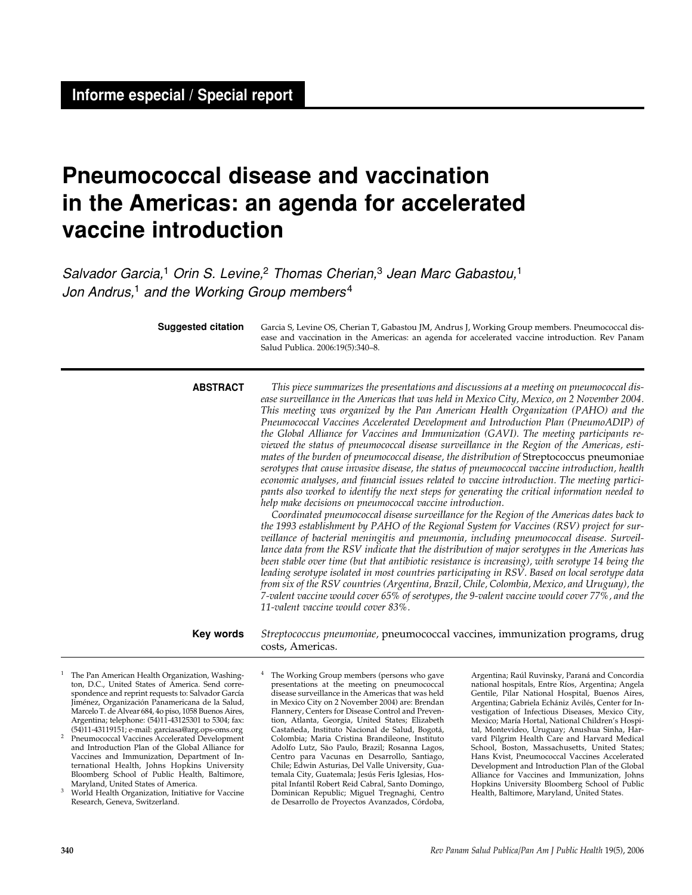**Informe especial / Special report**

# Pneumococcal disease and vaccination in the Americas: an agenda for accelerated vaccine introduction

*Salvador Garcia,[1] Orin S. Levine,[2] Thomas Cherian,[3] Jean Marc Gabastou,[1] Jon Andrus,[1] and the Working Group members[4]*

**Suggested citation** Garcia S, Levine OS, Cherian T, Gabastou JM, Andrus J, Working Group members. Pneumococcal disease and vaccination in the Americas: an agenda for accelerated vaccine introduction. Rev Panam Salud Publica. 2006:19(5):340–8.

**ABSTRACT**

*This piece summarizes the presentations and discussions at a meeting on pneumococcal disease surveillance in the Americas that was held in Mexico City, Mexico, on 2 November 2004. This meeting was organized by the Pan American Health Organization (PAHO) and the Pneumococcal Vaccines Accelerated Development and Introduction Plan (PneumoADIP) of the Global Alliance for Vaccines and Immunization (GAVI). The meeting participants reviewed the status of pneumococcal disease surveillance in the Region of the Americas, estimates of the burden of pneumococcal disease, the distribution of* Streptococcus pneumoniae *serotypes that cause invasive disease, the status of pneumococcal vaccine introduction, health economic analyses, and financial issues related to vaccine introduction. The meeting participants also worked to identify the next steps for generating the critical information needed to help make decisions on pneumococcal vaccine introduction.*

*Coordinated pneumococcal disease surveillance for the Region of the Americas dates back to the 1993 establishment by PAHO of the Regional System for Vaccines (RSV) project for surveillance of bacterial meningitis and pneumonia, including pneumococcal disease. Surveillance data from the RSV indicate that the distribution of major serotypes in the Americas has been stable over time (but that antibiotic resistance is increasing), with serotype 14 being the leading serotype isolated in most countries participating in RSV. Based on local serotype data from six of the RSV countries (Argentina, Brazil, Chile, Colombia, Mexico, and Uruguay), the 7-valent vaccine would cover 65% of serotypes, the 9-valent vaccine would cover 77%, and the 11-valent vaccine would cover 83%.*

**Key words** *Streptococcus pneumoniae*, pneumococcal vaccines, immunization programs, drug costs, Americas.

[1] The Pan American Health Organization, Washington, D.C., United States of America. Send correspondence and reprint requests to: Salvador García Jiménez, Organización Panamericana de la Salud, Marcelo T. de Alvear 684, 4o piso, 1058 Buenos Aires, Argentina; telephone: (54)11-43125301 to 5304; fax: (54)11-43119151; e-mail: garciasa@arg.ops-oms.org

[2] Pneumococcal Vaccines Accelerated Development and Introduction Plan of the Global Alliance for Vaccines and Immunization, Department of International Health, Johns Hopkins University Bloomberg School of Public Health, Baltimore, Maryland, United States of America.

[3] World Health Organization, Initiative for Vaccine Research, Geneva, Switzerland.

[4] The Working Group members (persons who gave presentations at the meeting on pneumococcal disease surveillance in the Americas that was held in Mexico City on 2 November 2004) are: Brendan Flannery, Centers for Disease Control and Prevention, Atlanta, Georgia, United States; Elizabeth Castañeda, Instituto Nacional de Salud, Bogotá, Colombia; Maria Cristina Brandileone, Instituto Adolfo Lutz, São Paulo, Brazil; Rosanna Lagos, Centro para Vacunas en Desarrollo, Santiago, Chile; Edwin Asturias, Del Valle University, Guatemala City, Guatemala; Jesús Feris Iglesias, Hospital Infantil Robert Reid Cabral, Santo Domingo, Dominican Republic; Miguel Tregnaghi, Centro de Desarrollo de Proyectos Avanzados, Córdoba, Argentina; Raúl Ruvinsky, Paraná and Concordia national hospitals, Entre Ríos, Argentina; Angela Gentile, Pilar National Hospital, Buenos Aires, Argentina; Gabriela Echániz Avilés, Center for Investigation of Infectious Diseases, Mexico City, Mexico; María Hortal, National Children's Hospital, Montevideo, Uruguay; Anushua Sinha, Harvard Pilgrim Health Care and Harvard Medical School, Boston, Massachusetts, United States; Hans Kvist, Pneumococcal Vaccines Accelerated Development and Introduction Plan of the Global Alliance for Vaccines and Immunization, Johns Hopkins University Bloomberg School of Public Health, Baltimore, Maryland, United States.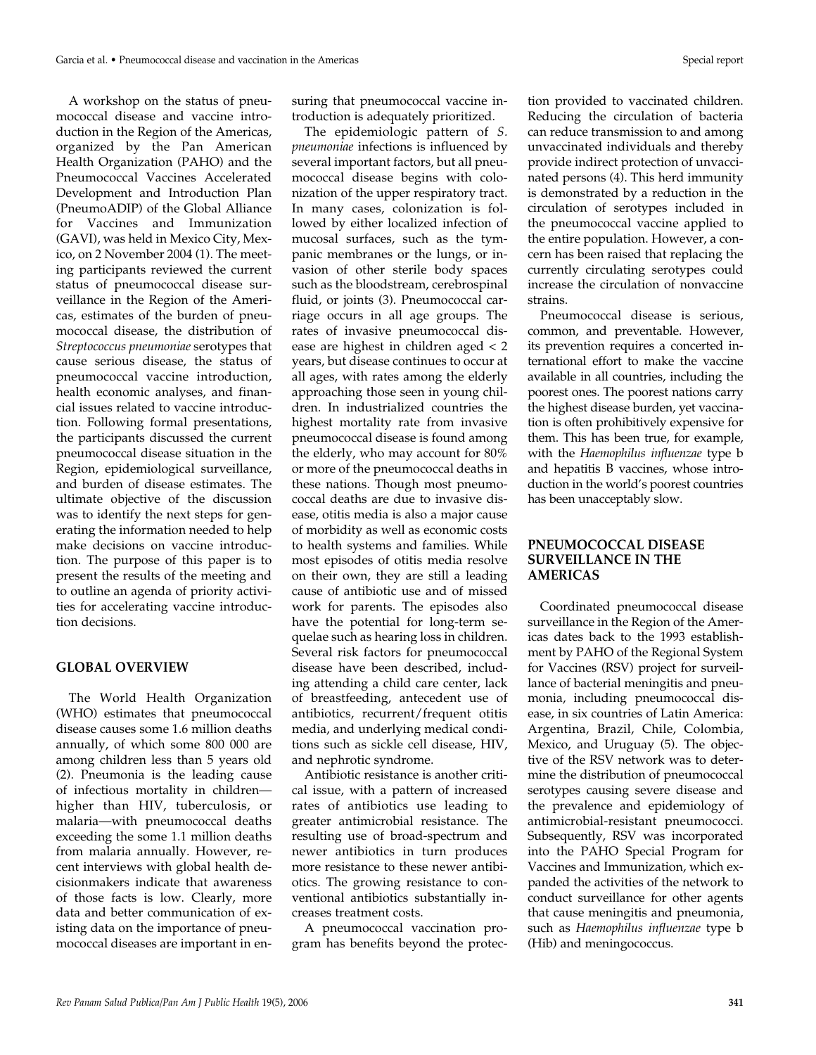A workshop on the status of pneumococcal disease and vaccine introduction in the Region of the Americas, organized by the Pan American Health Organization (PAHO) and the Pneumococcal Vaccines Accelerated Development and Introduction Plan (PneumoADIP) of the Global Alliance for Vaccines and Immunization (GAVI), was held in Mexico City, Mexico, on 2 November 2004 (1). The meeting participants reviewed the current status of pneumococcal disease surveillance in the Region of the Americas, estimates of the burden of pneumococcal disease, the distribution of *Streptococcus pneumoniae* serotypes that cause serious disease, the status of pneumococcal vaccine introduction, health economic analyses, and financial issues related to vaccine introduction. Following formal presentations, the participants discussed the current pneumococcal disease situation in the Region, epidemiological surveillance, and burden of disease estimates. The ultimate objective of the discussion was to identify the next steps for generating the information needed to help make decisions on vaccine introduction. The purpose of this paper is to present the results of the meeting and to outline an agenda of priority activities for accelerating vaccine introduction decisions.

## GLOBAL OVERVIEW

The World Health Organization (WHO) estimates that pneumococcal disease causes some 1.6 million deaths annually, of which some 800 000 are among children less than 5 years old (2). Pneumonia is the leading cause of infectious mortality in children—higher than HIV, tuberculosis, or malaria—with pneumococcal deaths exceeding the some 1.1 million deaths from malaria annually. However, recent interviews with global health decisionmakers indicate that awareness of those facts is low. Clearly, more data and better communication of existing data on the importance of pneumococcal diseases are important in ensuring that pneumococcal vaccine introduction is adequately prioritized.

The epidemiologic pattern of *S. pneumoniae* infections is influenced by several important factors, but all pneumococcal disease begins with colonization of the upper respiratory tract. In many cases, colonization is followed by either localized infection of mucosal surfaces, such as the tympanic membranes or the lungs, or invasion of other sterile body spaces such as the bloodstream, cerebrospinal fluid, or joints (3). Pneumococcal carriage occurs in all age groups. The rates of invasive pneumococcal disease are highest in children aged < 2 years, but disease continues to occur at all ages, with rates among the elderly approaching those seen in young children. In industrialized countries the highest mortality rate from invasive pneumococcal disease is found among the elderly, who may account for 80% or more of the pneumococcal deaths in these nations. Though most pneumococcal deaths are due to invasive disease, otitis media is also a major cause of morbidity as well as economic costs to health systems and families. While most episodes of otitis media resolve on their own, they are still a leading cause of antibiotic use and of missed work for parents. The episodes also have the potential for long-term sequelae such as hearing loss in children. Several risk factors for pneumococcal disease have been described, including attending a child care center, lack of breastfeeding, antecedent use of antibiotics, recurrent/frequent otitis media, and underlying medical conditions such as sickle cell disease, HIV, and nephrotic syndrome.

Antibiotic resistance is another critical issue, with a pattern of increased rates of antibiotics use leading to greater antimicrobial resistance. The resulting use of broad-spectrum and newer antibiotics in turn produces more resistance to these newer antibiotics. The growing resistance to conventional antibiotics substantially increases treatment costs.

A pneumococcal vaccination program has benefits beyond the protection provided to vaccinated children. Reducing the circulation of bacteria can reduce transmission to and among unvaccinated individuals and thereby provide indirect protection of unvaccinated persons (4). This herd immunity is demonstrated by a reduction in the circulation of serotypes included in the pneumococcal vaccine applied to the entire population. However, a concern has been raised that replacing the currently circulating serotypes could increase the circulation of nonvaccine strains.

Pneumococcal disease is serious, common, and preventable. However, its prevention requires a concerted international effort to make the vaccine available in all countries, including the poorest ones. The poorest nations carry the highest disease burden, yet vaccination is often prohibitively expensive for them. This has been true, for example, with the *Haemophilus influenzae* type b and hepatitis B vaccines, whose introduction in the world's poorest countries has been unacceptably slow.

## PNEUMOCOCCAL DISEASE SURVEILLANCE IN THE AMERICAS

Coordinated pneumococcal disease surveillance in the Region of the Americas dates back to the 1993 establishment by PAHO of the Regional System for Vaccines (RSV) project for surveillance of bacterial meningitis and pneumonia, including pneumococcal disease, in six countries of Latin America: Argentina, Brazil, Chile, Colombia, Mexico, and Uruguay (5). The objective of the RSV network was to determine the distribution of pneumococcal serotypes causing severe disease and the prevalence and epidemiology of antimicrobial-resistant pneumococci. Subsequently, RSV was incorporated into the PAHO Special Program for Vaccines and Immunization, which expanded the activities of the network to conduct surveillance for other agents that cause meningitis and pneumonia, such as *Haemophilus influenzae* type b (Hib) and meningococcus.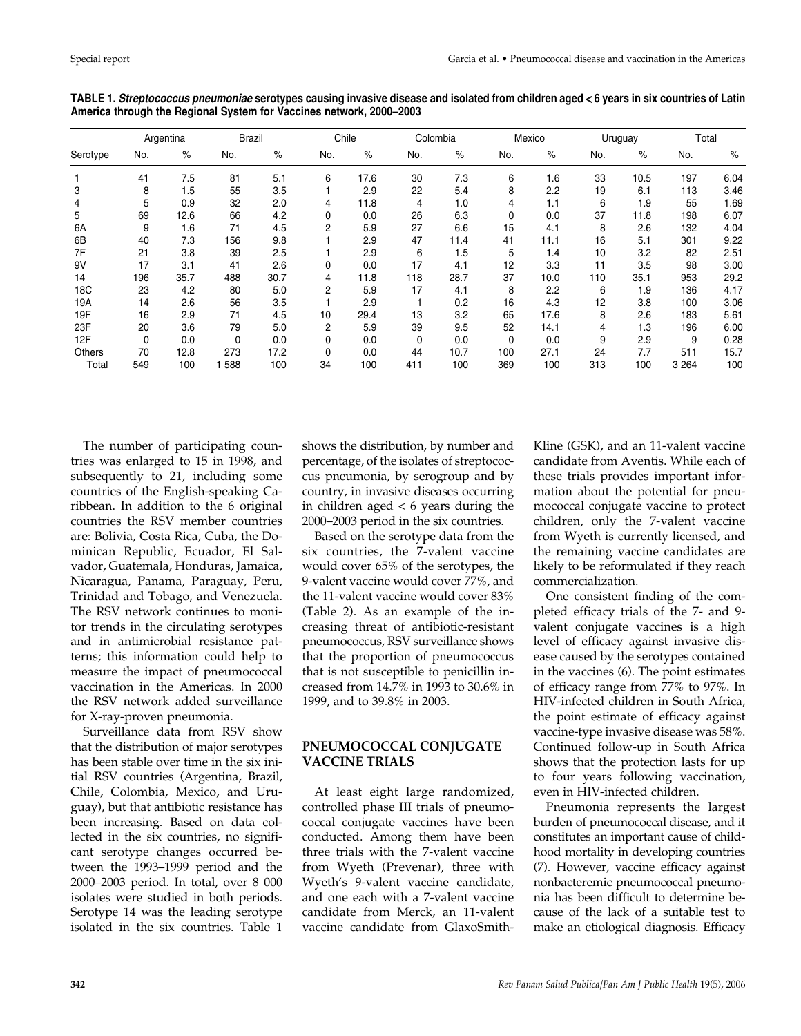**TABLE 1. *Streptococcus pneumoniae* serotypes causing invasive disease and isolated from children aged < 6 years in six countries of Latin America through the Regional System for Vaccines network, 2000–2003**

| Serotype | Argentina | | Brazil | | Chile | | Colombia | | Mexico | | Uruguay | | Total | |
|---|---|---|---|---|---|---|---|---|---|---|---|---|---|---|
| | No. | % | No. | % | No. | % | No. | % | No. | % | No. | % | No. | % |
| 1 | 41 | 7.5 | 81 | 5.1 | 6 | 17.6 | 30 | 7.3 | 6 | 1.6 | 33 | 10.5 | 197 | 6.04 |
| 3 | 8 | 1.5 | 55 | 3.5 | 1 | 2.9 | 22 | 5.4 | 8 | 2.2 | 19 | 6.1 | 113 | 3.46 |
| 4 | 5 | 0.9 | 32 | 2.0 | 4 | 11.8 | 4 | 1.0 | 4 | 1.1 | 6 | 1.9 | 55 | 1.69 |
| 5 | 69 | 12.6 | 66 | 4.2 | 0 | 0.0 | 26 | 6.3 | 0 | 0.0 | 37 | 11.8 | 198 | 6.07 |
| 6A | 9 | 1.6 | 71 | 4.5 | 2 | 5.9 | 27 | 6.6 | 15 | 4.1 | 8 | 2.6 | 132 | 4.04 |
| 6B | 40 | 7.3 | 156 | 9.8 | 1 | 2.9 | 47 | 11.4 | 41 | 11.1 | 16 | 5.1 | 301 | 9.22 |
| 7F | 21 | 3.8 | 39 | 2.5 | 1 | 2.9 | 6 | 1.5 | 5 | 1.4 | 10 | 3.2 | 82 | 2.51 |
| 9V | 17 | 3.1 | 41 | 2.6 | 0 | 0.0 | 17 | 4.1 | 12 | 3.3 | 11 | 3.5 | 98 | 3.00 |
| 14 | 196 | 35.7 | 488 | 30.7 | 4 | 11.8 | 118 | 28.7 | 37 | 10.0 | 110 | 35.1 | 953 | 29.2 |
| 18C | 23 | 4.2 | 80 | 5.0 | 2 | 5.9 | 17 | 4.1 | 8 | 2.2 | 6 | 1.9 | 136 | 4.17 |
| 19A | 14 | 2.6 | 56 | 3.5 | 1 | 2.9 | 1 | 0.2 | 16 | 4.3 | 12 | 3.8 | 100 | 3.06 |
| 19F | 16 | 2.9 | 71 | 4.5 | 10 | 29.4 | 13 | 3.2 | 65 | 17.6 | 8 | 2.6 | 183 | 5.61 |
| 23F | 20 | 3.6 | 79 | 5.0 | 2 | 5.9 | 39 | 9.5 | 52 | 14.1 | 4 | 1.3 | 196 | 6.00 |
| 12F | 0 | 0.0 | 0 | 0.0 | 0 | 0.0 | 0 | 0.0 | 0 | 0.0 | 9 | 2.9 | 9 | 0.28 |
| Others | 70 | 12.8 | 273 | 17.2 | 0 | 0.0 | 44 | 10.7 | 100 | 27.1 | 24 | 7.7 | 511 | 15.7 |
| Total | 549 | 100 | 1 588 | 100 | 34 | 100 | 411 | 100 | 369 | 100 | 313 | 100 | 3 264 | 100 |

The number of participating countries was enlarged to 15 in 1998, and subsequently to 21, including some countries of the English-speaking Caribbean. In addition to the 6 original countries the RSV member countries are: Bolivia, Costa Rica, Cuba, the Dominican Republic, Ecuador, El Salvador, Guatemala, Honduras, Jamaica, Nicaragua, Panama, Paraguay, Peru, Trinidad and Tobago, and Venezuela. The RSV network continues to monitor trends in the circulating serotypes and in antimicrobial resistance patterns; this information could help to measure the impact of pneumococcal vaccination in the Americas. In 2000 the RSV network added surveillance for X-ray-proven pneumonia.

Surveillance data from RSV show that the distribution of major serotypes has been stable over time in the six initial RSV countries (Argentina, Brazil, Chile, Colombia, Mexico, and Uruguay), but that antibiotic resistance has been increasing. Based on data collected in the six countries, no significant serotype changes occurred between the 1993–1999 period and the 2000–2003 period. In total, over 8 000 isolates were studied in both periods. Serotype 14 was the leading serotype isolated in the six countries. Table 1 shows the distribution, by number and percentage, of the isolates of streptococcus pneumonia, by serogroup and by country, in invasive diseases occurring in children aged < 6 years during the 2000–2003 period in the six countries.

Based on the serotype data from the six countries, the 7-valent vaccine would cover 65% of the serotypes, the 9-valent vaccine would cover 77%, and the 11-valent vaccine would cover 83% (Table 2). As an example of the increasing threat of antibiotic-resistant pneumococcus, RSV surveillance shows that the proportion of pneumococcus that is not susceptible to penicillin increased from 14.7% in 1993 to 30.6% in 1999, and to 39.8% in 2003.

## PNEUMOCOCCAL CONJUGATE VACCINE TRIALS

At least eight large randomized, controlled phase III trials of pneumococcal conjugate vaccines have been conducted. Among them have been three trials with the 7-valent vaccine from Wyeth (Prevenar), three with Wyeth's 9-valent vaccine candidate, and one each with a 7-valent vaccine candidate from Merck, an 11-valent vaccine candidate from GlaxoSmithKline (GSK), and an 11-valent vaccine candidate from Aventis. While each of these trials provides important information about the potential for pneumococcal conjugate vaccine to protect children, only the 7-valent vaccine from Wyeth is currently licensed, and the remaining vaccine candidates are likely to be reformulated if they reach commercialization.

One consistent finding of the completed efficacy trials of the 7- and 9-valent conjugate vaccines is a high level of efficacy against invasive disease caused by the serotypes contained in the vaccines (6). The point estimates of efficacy range from 77% to 97%. In HIV-infected children in South Africa, the point estimate of efficacy against vaccine-type invasive disease was 58%. Continued follow-up in South Africa shows that the protection lasts for up to four years following vaccination, even in HIV-infected children.

Pneumonia represents the largest burden of pneumococcal disease, and it constitutes an important cause of childhood mortality in developing countries (7). However, vaccine efficacy against nonbacteremic pneumococcal pneumonia has been difficult to determine because of the lack of a suitable test to make an etiological diagnosis. Efficacy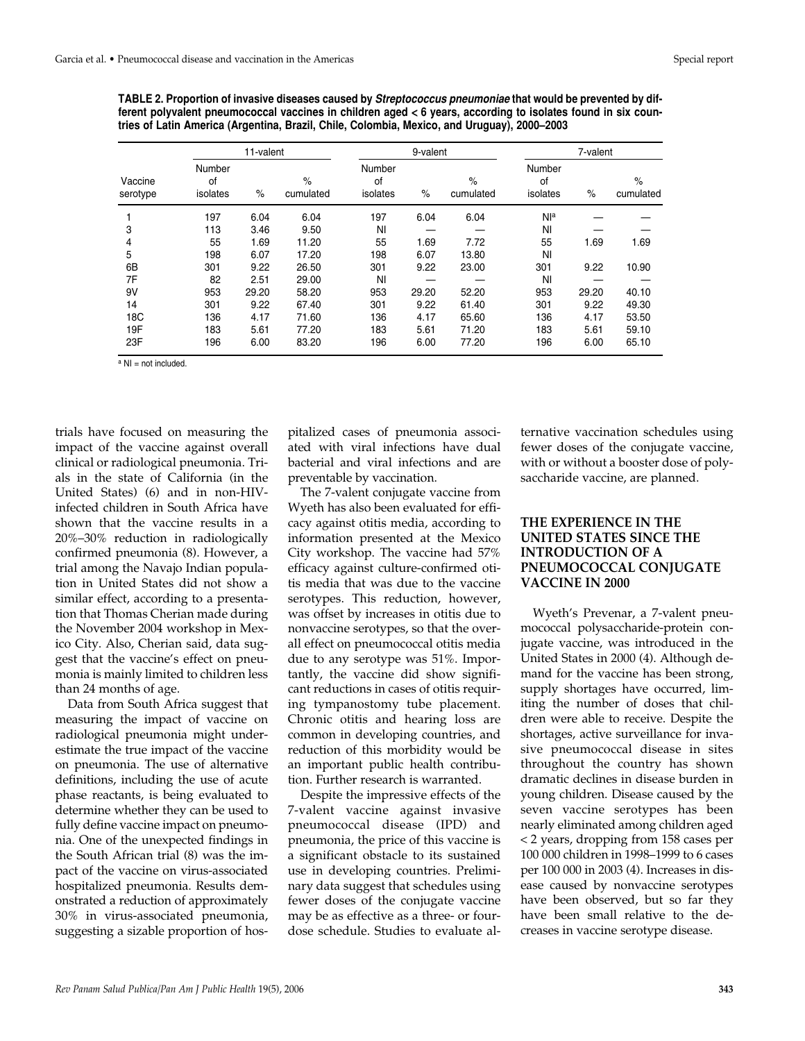**TABLE 2. Proportion of invasive diseases caused by *Streptococcus pneumoniae* that would be prevented by different polyvalent pneumococcal vaccines in children aged < 6 years, according to isolates found in six countries of Latin America (Argentina, Brazil, Chile, Colombia, Mexico, and Uruguay), 2000–2003**

| Vaccine serotype | 11-valent | | | 9-valent | | | 7-valent | | |
|---|---|---|---|---|---|---|---|---|---|
| | Number of isolates | % | % cumulated | Number of isolates | % | % cumulated | Number of isolates | % | % cumulated |
| 1 | 197 | 6.04 | 6.04 | 197 | 6.04 | 6.04 | NI[a] | — | — |
| 3 | 113 | 3.46 | 9.50 | NI | — | — | NI | — | — |
| 4 | 55 | 1.69 | 11.20 | 55 | 1.69 | 7.72 | 55 | 1.69 | 1.69 |
| 5 | 198 | 6.07 | 17.20 | 198 | 6.07 | 13.80 | NI | | |
| 6B | 301 | 9.22 | 26.50 | 301 | 9.22 | 23.00 | 301 | 9.22 | 10.90 |
| 7F | 82 | 2.51 | 29.00 | NI | — | — | NI | — | — |
| 9V | 953 | 29.20 | 58.20 | 953 | 29.20 | 52.20 | 953 | 29.20 | 40.10 |
| 14 | 301 | 9.22 | 67.40 | 301 | 9.22 | 61.40 | 301 | 9.22 | 49.30 |
| 18C | 136 | 4.17 | 71.60 | 136 | 4.17 | 65.60 | 136 | 4.17 | 53.50 |
| 19F | 183 | 5.61 | 77.20 | 183 | 5.61 | 71.20 | 183 | 5.61 | 59.10 |
| 23F | 196 | 6.00 | 83.20 | 196 | 6.00 | 77.20 | 196 | 6.00 | 65.10 |

[a] NI = not included.

trials have focused on measuring the impact of the vaccine against overall clinical or radiological pneumonia. Trials in the state of California (in the United States) (6) and in non-HIV-infected children in South Africa have shown that the vaccine results in a 20%–30% reduction in radiologically confirmed pneumonia (8). However, a trial among the Navajo Indian population in United States did not show a similar effect, according to a presentation that Thomas Cherian made during the November 2004 workshop in Mexico City. Also, Cherian said, data suggest that the vaccine's effect on pneumonia is mainly limited to children less than 24 months of age.

Data from South Africa suggest that measuring the impact of vaccine on radiological pneumonia might underestimate the true impact of the vaccine on pneumonia. The use of alternative definitions, including the use of acute phase reactants, is being evaluated to determine whether they can be used to fully define vaccine impact on pneumonia. One of the unexpected findings in the South African trial (8) was the impact of the vaccine on virus-associated hospitalized pneumonia. Results demonstrated a reduction of approximately 30% in virus-associated pneumonia, suggesting a sizable proportion of hospitalized cases of pneumonia associated with viral infections have dual bacterial and viral infections and are preventable by vaccination.

The 7-valent conjugate vaccine from Wyeth has also been evaluated for efficacy against otitis media, according to information presented at the Mexico City workshop. The vaccine had 57% efficacy against culture-confirmed otitis media that was due to the vaccine serotypes. This reduction, however, was offset by increases in otitis due to nonvaccine serotypes, so that the overall effect on pneumococcal otitis media due to any serotype was 51%. Importantly, the vaccine did show significant reductions in cases of otitis requiring tympanostomy tube placement. Chronic otitis and hearing loss are common in developing countries, and reduction of this morbidity would be an important public health contribution. Further research is warranted.

Despite the impressive effects of the 7-valent vaccine against invasive pneumococcal disease (IPD) and pneumonia, the price of this vaccine is a significant obstacle to its sustained use in developing countries. Preliminary data suggest that schedules using fewer doses of the conjugate vaccine may be as effective as a three- or four-dose schedule. Studies to evaluate alternative vaccination schedules using fewer doses of the conjugate vaccine, with or without a booster dose of polysaccharide vaccine, are planned.

## THE EXPERIENCE IN THE UNITED STATES SINCE THE INTRODUCTION OF A PNEUMOCOCCAL CONJUGATE VACCINE IN 2000

Wyeth's Prevenar, a 7-valent pneumococcal polysaccharide-protein conjugate vaccine, was introduced in the United States in 2000 (4). Although demand for the vaccine has been strong, supply shortages have occurred, limiting the number of doses that children were able to receive. Despite the shortages, active surveillance for invasive pneumococcal disease in sites throughout the country has shown dramatic declines in disease burden in young children. Disease caused by the seven vaccine serotypes has been nearly eliminated among children aged < 2 years, dropping from 158 cases per 100 000 children in 1998–1999 to 6 cases per 100 000 in 2003 (4). Increases in disease caused by nonvaccine serotypes have been observed, but so far they have been small relative to the decreases in vaccine serotype disease.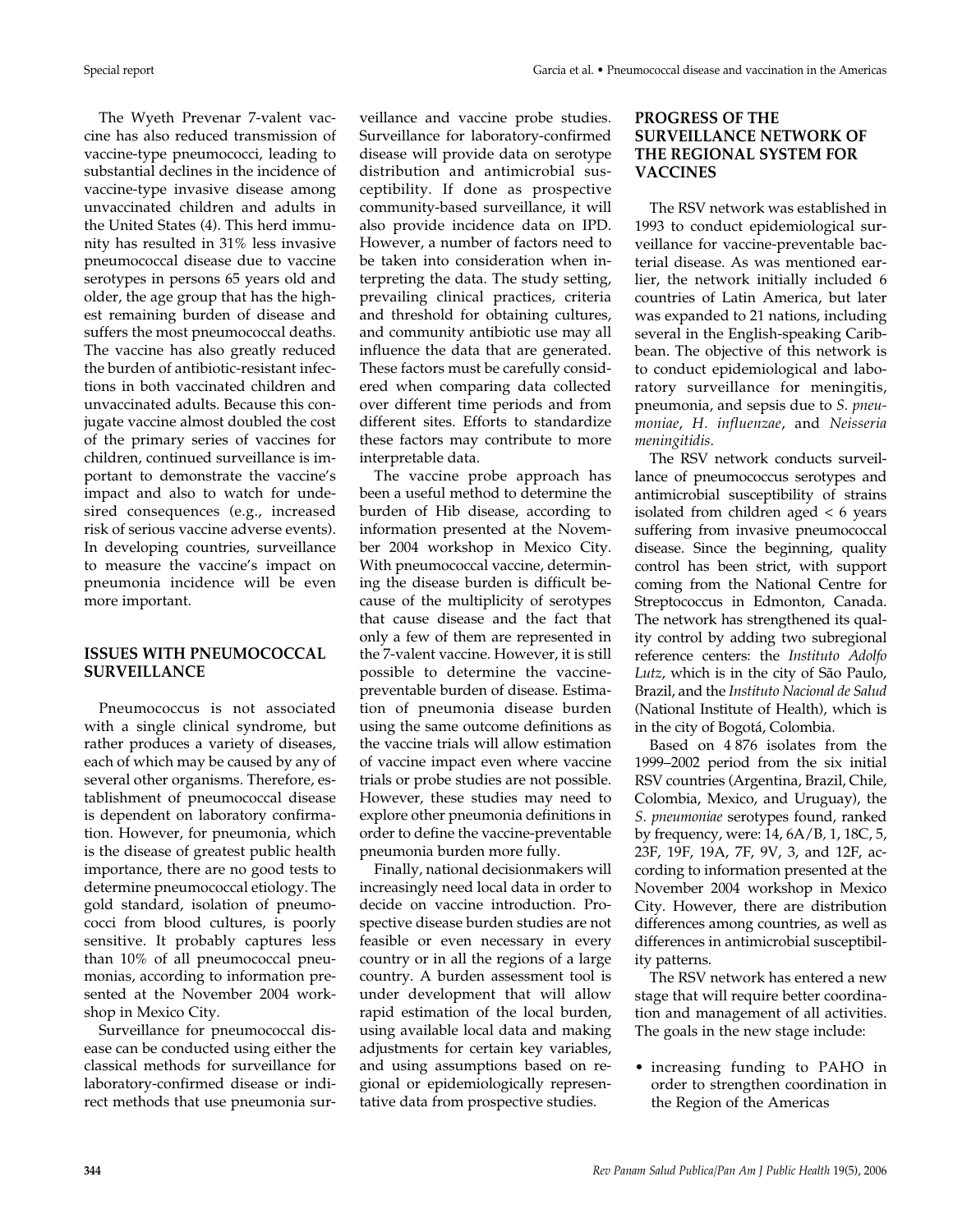The Wyeth Prevenar 7-valent vaccine has also reduced transmission of vaccine-type pneumococci, leading to substantial declines in the incidence of vaccine-type invasive disease among unvaccinated children and adults in the United States (4). This herd immunity has resulted in 31% less invasive pneumococcal disease due to vaccine serotypes in persons 65 years old and older, the age group that has the highest remaining burden of disease and suffers the most pneumococcal deaths. The vaccine has also greatly reduced the burden of antibiotic-resistant infections in both vaccinated children and unvaccinated adults. Because this conjugate vaccine almost doubled the cost of the primary series of vaccines for children, continued surveillance is important to demonstrate the vaccine's impact and also to watch for undesired consequences (e.g., increased risk of serious vaccine adverse events). In developing countries, surveillance to measure the vaccine's impact on pneumonia incidence will be even more important.

## ISSUES WITH PNEUMOCOCCAL SURVEILLANCE

Pneumococcus is not associated with a single clinical syndrome, but rather produces a variety of diseases, each of which may be caused by any of several other organisms. Therefore, establishment of pneumococcal disease is dependent on laboratory confirmation. However, for pneumonia, which is the disease of greatest public health importance, there are no good tests to determine pneumococcal etiology. The gold standard, isolation of pneumococci from blood cultures, is poorly sensitive. It probably captures less than 10% of all pneumococcal pneumonias, according to information presented at the November 2004 workshop in Mexico City.

Surveillance for pneumococcal disease can be conducted using either the classical methods for surveillance for laboratory-confirmed disease or indirect methods that use pneumonia surveillance and vaccine probe studies. Surveillance for laboratory-confirmed disease will provide data on serotype distribution and antimicrobial susceptibility. If done as prospective community-based surveillance, it will also provide incidence data on IPD. However, a number of factors need to be taken into consideration when interpreting the data. The study setting, prevailing clinical practices, criteria and threshold for obtaining cultures, and community antibiotic use may all influence the data that are generated. These factors must be carefully considered when comparing data collected over different time periods and from different sites. Efforts to standardize these factors may contribute to more interpretable data.

The vaccine probe approach has been a useful method to determine the burden of Hib disease, according to information presented at the November 2004 workshop in Mexico City. With pneumococcal vaccine, determining the disease burden is difficult because of the multiplicity of serotypes that cause disease and the fact that only a few of them are represented in the 7-valent vaccine. However, it is still possible to determine the vaccine-preventable burden of disease. Estimation of pneumonia disease burden using the same outcome definitions as the vaccine trials will allow estimation of vaccine impact even where vaccine trials or probe studies are not possible. However, these studies may need to explore other pneumonia definitions in order to define the vaccine-preventable pneumonia burden more fully.

Finally, national decisionmakers will increasingly need local data in order to decide on vaccine introduction. Prospective disease burden studies are not feasible or even necessary in every country or in all the regions of a large country. A burden assessment tool is under development that will allow rapid estimation of the local burden, using available local data and making adjustments for certain key variables, and using assumptions based on regional or epidemiologically representative data from prospective studies.

## PROGRESS OF THE SURVEILLANCE NETWORK OF THE REGIONAL SYSTEM FOR VACCINES

The RSV network was established in 1993 to conduct epidemiological surveillance for vaccine-preventable bacterial disease. As was mentioned earlier, the network initially included 6 countries of Latin America, but later was expanded to 21 nations, including several in the English-speaking Caribbean. The objective of this network is to conduct epidemiological and laboratory surveillance for meningitis, pneumonia, and sepsis due to *S. pneumoniae*, *H. influenzae*, and *Neisseria meningitidis*.

The RSV network conducts surveillance of pneumococcus serotypes and antimicrobial susceptibility of strains isolated from children aged < 6 years suffering from invasive pneumococcal disease. Since the beginning, quality control has been strict, with support coming from the National Centre for Streptococcus in Edmonton, Canada. The network has strengthened its quality control by adding two subregional reference centers: the *Instituto Adolfo Lutz*, which is in the city of São Paulo, Brazil, and the *Instituto Nacional de Salud* (National Institute of Health), which is in the city of Bogotá, Colombia.

Based on 4 876 isolates from the 1999–2002 period from the six initial RSV countries (Argentina, Brazil, Chile, Colombia, Mexico, and Uruguay), the *S. pneumoniae* serotypes found, ranked by frequency, were: 14, 6A/B, 1, 18C, 5, 23F, 19F, 19A, 7F, 9V, 3, and 12F, according to information presented at the November 2004 workshop in Mexico City. However, there are distribution differences among countries, as well as differences in antimicrobial susceptibility patterns.

The RSV network has entered a new stage that will require better coordination and management of all activities. The goals in the new stage include:

- increasing funding to PAHO in order to strengthen coordination in the Region of the Americas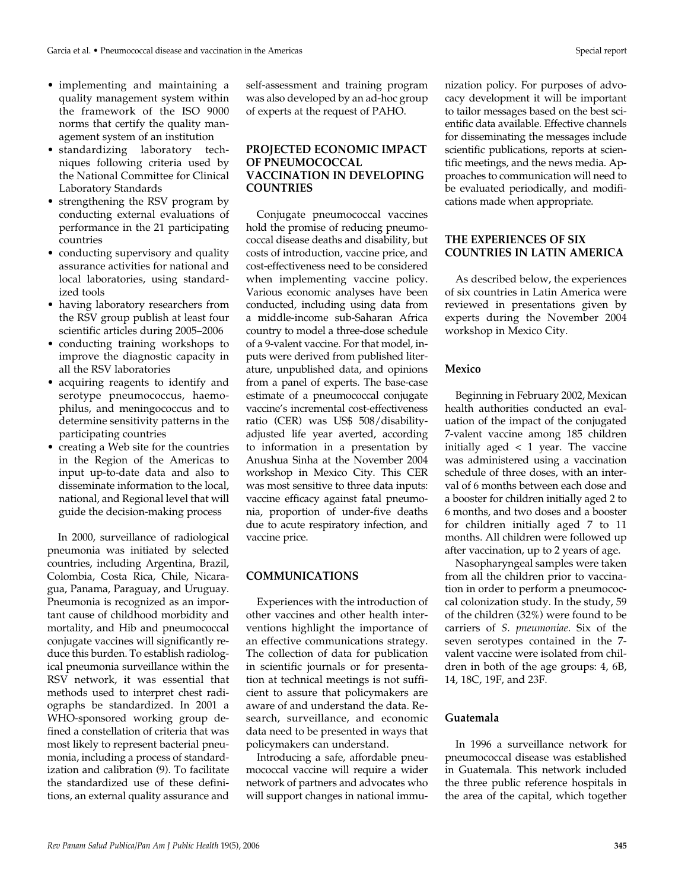- implementing and maintaining a quality management system within the framework of the ISO 9000 norms that certify the quality management system of an institution
- standardizing laboratory techniques following criteria used by the National Committee for Clinical Laboratory Standards
- strengthening the RSV program by conducting external evaluations of performance in the 21 participating countries
- conducting supervisory and quality assurance activities for national and local laboratories, using standardized tools
- having laboratory researchers from the RSV group publish at least four scientific articles during 2005–2006
- conducting training workshops to improve the diagnostic capacity in all the RSV laboratories
- acquiring reagents to identify and serotype pneumococcus, haemophilus, and meningococcus and to determine sensitivity patterns in the participating countries
- creating a Web site for the countries in the Region of the Americas to input up-to-date data and also to disseminate information to the local, national, and Regional level that will guide the decision-making process

In 2000, surveillance of radiological pneumonia was initiated by selected countries, including Argentina, Brazil, Colombia, Costa Rica, Chile, Nicaragua, Panama, Paraguay, and Uruguay. Pneumonia is recognized as an important cause of childhood morbidity and mortality, and Hib and pneumococcal conjugate vaccines will significantly reduce this burden. To establish radiological pneumonia surveillance within the RSV network, it was essential that methods used to interpret chest radiographs be standardized. In 2001 a WHO-sponsored working group defined a constellation of criteria that was most likely to represent bacterial pneumonia, including a process of standardization and calibration (9). To facilitate the standardized use of these definitions, an external quality assurance and self-assessment and training program was also developed by an ad-hoc group of experts at the request of PAHO.

## PROJECTED ECONOMIC IMPACT OF PNEUMOCOCCAL VACCINATION IN DEVELOPING COUNTRIES

Conjugate pneumococcal vaccines hold the promise of reducing pneumococcal disease deaths and disability, but costs of introduction, vaccine price, and cost-effectiveness need to be considered when implementing vaccine policy. Various economic analyses have been conducted, including using data from a middle-income sub-Saharan Africa country to model a three-dose schedule of a 9-valent vaccine. For that model, inputs were derived from published literature, unpublished data, and opinions from a panel of experts. The base-case estimate of a pneumococcal conjugate vaccine's incremental cost-effectiveness ratio (CER) was US$ 508/disability-adjusted life year averted, according to information in a presentation by Anushua Sinha at the November 2004 workshop in Mexico City. This CER was most sensitive to three data inputs: vaccine efficacy against fatal pneumonia, proportion of under-five deaths due to acute respiratory infection, and vaccine price.

## COMMUNICATIONS

Experiences with the introduction of other vaccines and other health interventions highlight the importance of an effective communications strategy. The collection of data for publication in scientific journals or for presentation at technical meetings is not sufficient to assure that policymakers are aware of and understand the data. Research, surveillance, and economic data need to be presented in ways that policymakers can understand.

Introducing a safe, affordable pneumococcal vaccine will require a wider network of partners and advocates who will support changes in national immunization policy. For purposes of advocacy development it will be important to tailor messages based on the best scientific data available. Effective channels for disseminating the messages include scientific publications, reports at scientific meetings, and the news media. Approaches to communication will need to be evaluated periodically, and modifications made when appropriate.

## THE EXPERIENCES OF SIX COUNTRIES IN LATIN AMERICA

As described below, the experiences of six countries in Latin America were reviewed in presentations given by experts during the November 2004 workshop in Mexico City.

### Mexico

Beginning in February 2002, Mexican health authorities conducted an evaluation of the impact of the conjugated 7-valent vaccine among 185 children initially aged < 1 year. The vaccine was administered using a vaccination schedule of three doses, with an interval of 6 months between each dose and a booster for children initially aged 2 to 6 months, and two doses and a booster for children initially aged 7 to 11 months. All children were followed up after vaccination, up to 2 years of age.

Nasopharyngeal samples were taken from all the children prior to vaccination in order to perform a pneumococcal colonization study. In the study, 59 of the children (32%) were found to be carriers of *S. pneumoniae*. Six of the seven serotypes contained in the 7-valent vaccine were isolated from children in both of the age groups: 4, 6B, 14, 18C, 19F, and 23F.

### Guatemala

In 1996 a surveillance network for pneumococcal disease was established in Guatemala. This network included the three public reference hospitals in the area of the capital, which together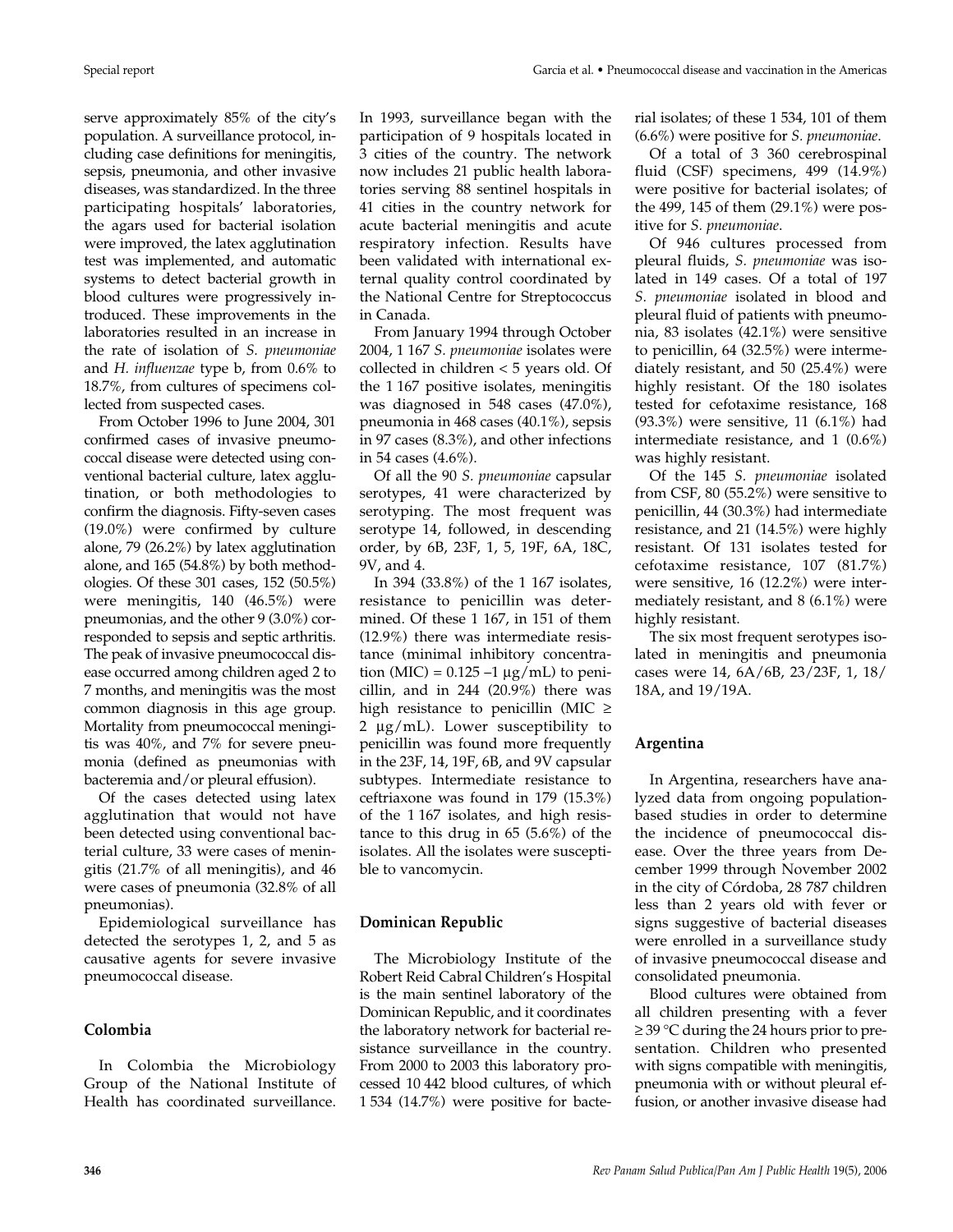serve approximately 85% of the city's population. A surveillance protocol, including case definitions for meningitis, sepsis, pneumonia, and other invasive diseases, was standardized. In the three participating hospitals' laboratories, the agars used for bacterial isolation were improved, the latex agglutination test was implemented, and automatic systems to detect bacterial growth in blood cultures were progressively introduced. These improvements in the laboratories resulted in an increase in the rate of isolation of *S. pneumoniae* and *H. influenzae* type b, from 0.6% to 18.7%, from cultures of specimens collected from suspected cases.

From October 1996 to June 2004, 301 confirmed cases of invasive pneumococcal disease were detected using conventional bacterial culture, latex agglutination, or both methodologies to confirm the diagnosis. Fifty-seven cases (19.0%) were confirmed by culture alone, 79 (26.2%) by latex agglutination alone, and 165 (54.8%) by both methodologies. Of these 301 cases, 152 (50.5%) were meningitis, 140 (46.5%) were pneumonias, and the other 9 (3.0%) corresponded to sepsis and septic arthritis. The peak of invasive pneumococcal disease occurred among children aged 2 to 7 months, and meningitis was the most common diagnosis in this age group. Mortality from pneumococcal meningitis was 40%, and 7% for severe pneumonia (defined as pneumonias with bacteremia and/or pleural effusion).

Of the cases detected using latex agglutination that would not have been detected using conventional bacterial culture, 33 were cases of meningitis (21.7% of all meningitis), and 46 were cases of pneumonia (32.8% of all pneumonias).

Epidemiological surveillance has detected the serotypes 1, 2, and 5 as causative agents for severe invasive pneumococcal disease.

## Colombia

In Colombia the Microbiology Group of the National Institute of Health has coordinated surveillance. In 1993, surveillance began with the participation of 9 hospitals located in 3 cities of the country. The network now includes 21 public health laboratories serving 88 sentinel hospitals in 41 cities in the country network for acute bacterial meningitis and acute respiratory infection. Results have been validated with international external quality control coordinated by the National Centre for Streptococcus in Canada.

From January 1994 through October 2004, 1 167 *S. pneumoniae* isolates were collected in children < 5 years old. Of the 1 167 positive isolates, meningitis was diagnosed in 548 cases (47.0%), pneumonia in 468 cases (40.1%), sepsis in 97 cases (8.3%), and other infections in 54 cases (4.6%).

Of all the 90 *S. pneumoniae* capsular serotypes, 41 were characterized by serotyping. The most frequent was serotype 14, followed, in descending order, by 6B, 23F, 1, 5, 19F, 6A, 18C, 9V, and 4.

In 394 (33.8%) of the 1 167 isolates, resistance to penicillin was determined. Of these 1 167, in 151 of them (12.9%) there was intermediate resistance (minimal inhibitory concentration (MIC) = 0.125 –1 μg/mL) to penicillin, and in 244 (20.9%) there was high resistance to penicillin (MIC ≥ 2 μg/mL). Lower susceptibility to penicillin was found more frequently in the 23F, 14, 19F, 6B, and 9V capsular subtypes. Intermediate resistance to ceftriaxone was found in 179 (15.3%) of the 1 167 isolates, and high resistance to this drug in 65 (5.6%) of the isolates. All the isolates were susceptible to vancomycin.

## Dominican Republic

The Microbiology Institute of the Robert Reid Cabral Children's Hospital is the main sentinel laboratory of the Dominican Republic, and it coordinates the laboratory network for bacterial resistance surveillance in the country. From 2000 to 2003 this laboratory processed 10 442 blood cultures, of which 1 534 (14.7%) were positive for bacterial isolates; of these 1 534, 101 of them (6.6%) were positive for *S. pneumoniae*.

Of a total of 3 360 cerebrospinal fluid (CSF) specimens, 499 (14.9%) were positive for bacterial isolates; of the 499, 145 of them (29.1%) were positive for *S. pneumoniae*.

Of 946 cultures processed from pleural fluids, *S. pneumoniae* was isolated in 149 cases. Of a total of 197 *S. pneumoniae* isolated in blood and pleural fluid of patients with pneumonia, 83 isolates (42.1%) were sensitive to penicillin, 64 (32.5%) were intermediately resistant, and 50 (25.4%) were highly resistant. Of the 180 isolates tested for cefotaxime resistance, 168 (93.3%) were sensitive, 11 (6.1%) had intermediate resistance, and 1 (0.6%) was highly resistant.

Of the 145 *S. pneumoniae* isolated from CSF, 80 (55.2%) were sensitive to penicillin, 44 (30.3%) had intermediate resistance, and 21 (14.5%) were highly resistant. Of 131 isolates tested for cefotaxime resistance, 107 (81.7%) were sensitive, 16 (12.2%) were intermediately resistant, and 8 (6.1%) were highly resistant.

The six most frequent serotypes isolated in meningitis and pneumonia cases were 14, 6A/6B, 23/23F, 1, 18/18A, and 19/19A.

## Argentina

In Argentina, researchers have analyzed data from ongoing population-based studies in order to determine the incidence of pneumococcal disease. Over the three years from December 1999 through November 2002 in the city of Córdoba, 28 787 children less than 2 years old with fever or signs suggestive of bacterial diseases were enrolled in a surveillance study of invasive pneumococcal disease and consolidated pneumonia.

Blood cultures were obtained from all children presenting with a fever ≥ 39 °C during the 24 hours prior to presentation. Children who presented with signs compatible with meningitis, pneumonia with or without pleural effusion, or another invasive disease had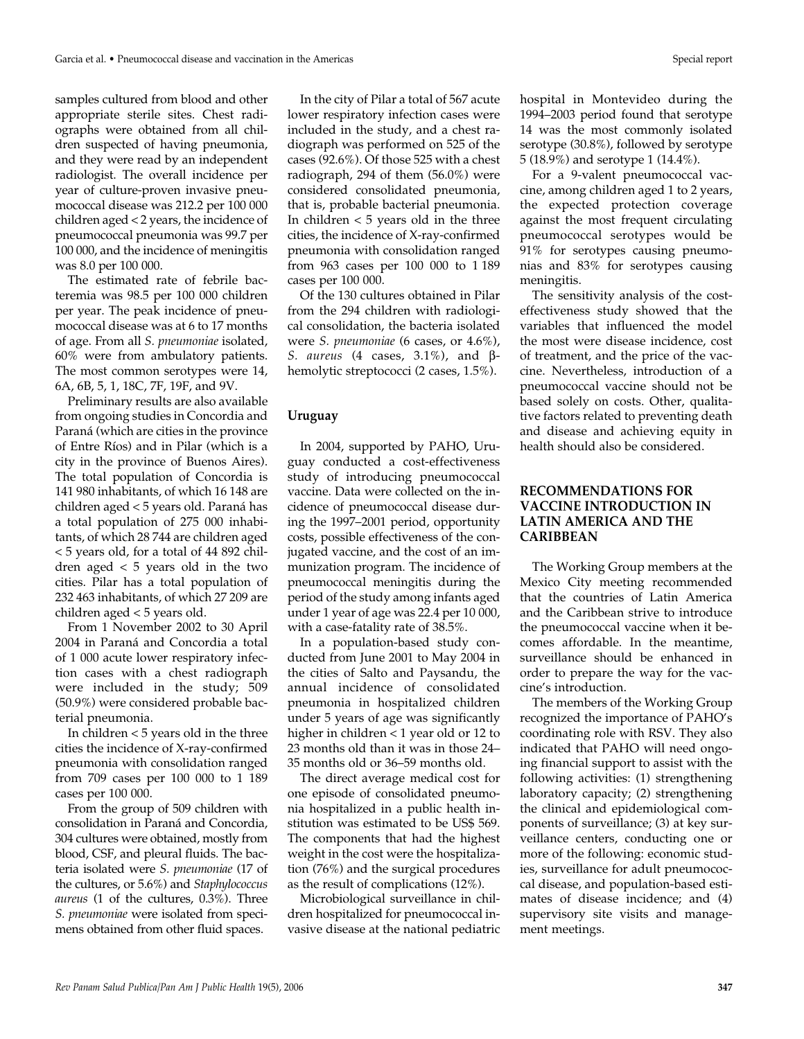samples cultured from blood and other appropriate sterile sites. Chest radiographs were obtained from all children suspected of having pneumonia, and they were read by an independent radiologist. The overall incidence per year of culture-proven invasive pneumococcal disease was 212.2 per 100 000 children aged < 2 years, the incidence of pneumococcal pneumonia was 99.7 per 100 000, and the incidence of meningitis was 8.0 per 100 000.

The estimated rate of febrile bacteremia was 98.5 per 100 000 children per year. The peak incidence of pneumococcal disease was at 6 to 17 months of age. From all *S. pneumoniae* isolated, 60% were from ambulatory patients. The most common serotypes were 14, 6A, 6B, 5, 1, 18C, 7F, 19F, and 9V.

Preliminary results are also available from ongoing studies in Concordia and Paraná (which are cities in the province of Entre Ríos) and in Pilar (which is a city in the province of Buenos Aires). The total population of Concordia is 141 980 inhabitants, of which 16 148 are children aged < 5 years old. Paraná has a total population of 275 000 inhabitants, of which 28 744 are children aged < 5 years old, for a total of 44 892 children aged < 5 years old in the two cities. Pilar has a total population of 232 463 inhabitants, of which 27 209 are children aged < 5 years old.

From 1 November 2002 to 30 April 2004 in Paraná and Concordia a total of 1 000 acute lower respiratory infection cases with a chest radiograph were included in the study; 509 (50.9%) were considered probable bacterial pneumonia.

In children < 5 years old in the three cities the incidence of X-ray-confirmed pneumonia with consolidation ranged from 709 cases per 100 000 to 1 189 cases per 100 000.

From the group of 509 children with consolidation in Paraná and Concordia, 304 cultures were obtained, mostly from blood, CSF, and pleural fluids. The bacteria isolated were *S. pneumoniae* (17 of the cultures, or 5.6%) and *Staphylococcus aureus* (1 of the cultures, 0.3%). Three *S. pneumoniae* were isolated from specimens obtained from other fluid spaces.

In the city of Pilar a total of 567 acute lower respiratory infection cases were included in the study, and a chest radiograph was performed on 525 of the cases (92.6%). Of those 525 with a chest radiograph, 294 of them (56.0%) were considered consolidated pneumonia, that is, probable bacterial pneumonia. In children < 5 years old in the three cities, the incidence of X-ray-confirmed pneumonia with consolidation ranged from 963 cases per 100 000 to 1 189 cases per 100 000.

Of the 130 cultures obtained in Pilar from the 294 children with radiological consolidation, the bacteria isolated were *S. pneumoniae* (6 cases, or 4.6%), *S. aureus* (4 cases, 3.1%), and β-hemolytic streptococci (2 cases, 1.5%).

### Uruguay

In 2004, supported by PAHO, Uruguay conducted a cost-effectiveness study of introducing pneumococcal vaccine. Data were collected on the incidence of pneumococcal disease during the 1997–2001 period, opportunity costs, possible effectiveness of the conjugated vaccine, and the cost of an immunization program. The incidence of pneumococcal meningitis during the period of the study among infants aged under 1 year of age was 22.4 per 10 000, with a case-fatality rate of 38.5%.

In a population-based study conducted from June 2001 to May 2004 in the cities of Salto and Paysandu, the annual incidence of consolidated pneumonia in hospitalized children under 5 years of age was significantly higher in children < 1 year old or 12 to 23 months old than it was in those 24–35 months old or 36–59 months old.

The direct average medical cost for one episode of consolidated pneumonia hospitalized in a public health institution was estimated to be US$ 569. The components that had the highest weight in the cost were the hospitalization (76%) and the surgical procedures as the result of complications (12%).

Microbiological surveillance in children hospitalized for pneumococcal invasive disease at the national pediatric hospital in Montevideo during the 1994–2003 period found that serotype 14 was the most commonly isolated serotype (30.8%), followed by serotype 5 (18.9%) and serotype 1 (14.4%).

For a 9-valent pneumococcal vaccine, among children aged 1 to 2 years, the expected protection coverage against the most frequent circulating pneumococcal serotypes would be 91% for serotypes causing pneumonias and 83% for serotypes causing meningitis.

The sensitivity analysis of the cost-effectiveness study showed that the variables that influenced the model the most were disease incidence, cost of treatment, and the price of the vaccine. Nevertheless, introduction of a pneumococcal vaccine should not be based solely on costs. Other, qualitative factors related to preventing death and disease and achieving equity in health should also be considered.

## RECOMMENDATIONS FOR VACCINE INTRODUCTION IN LATIN AMERICA AND THE CARIBBEAN

The Working Group members at the Mexico City meeting recommended that the countries of Latin America and the Caribbean strive to introduce the pneumococcal vaccine when it becomes affordable. In the meantime, surveillance should be enhanced in order to prepare the way for the vaccine's introduction.

The members of the Working Group recognized the importance of PAHO's coordinating role with RSV. They also indicated that PAHO will need ongoing financial support to assist with the following activities: (1) strengthening laboratory capacity; (2) strengthening the clinical and epidemiological components of surveillance; (3) at key surveillance centers, conducting one or more of the following: economic studies, surveillance for adult pneumococcal disease, and population-based estimates of disease incidence; and (4) supervisory site visits and management meetings.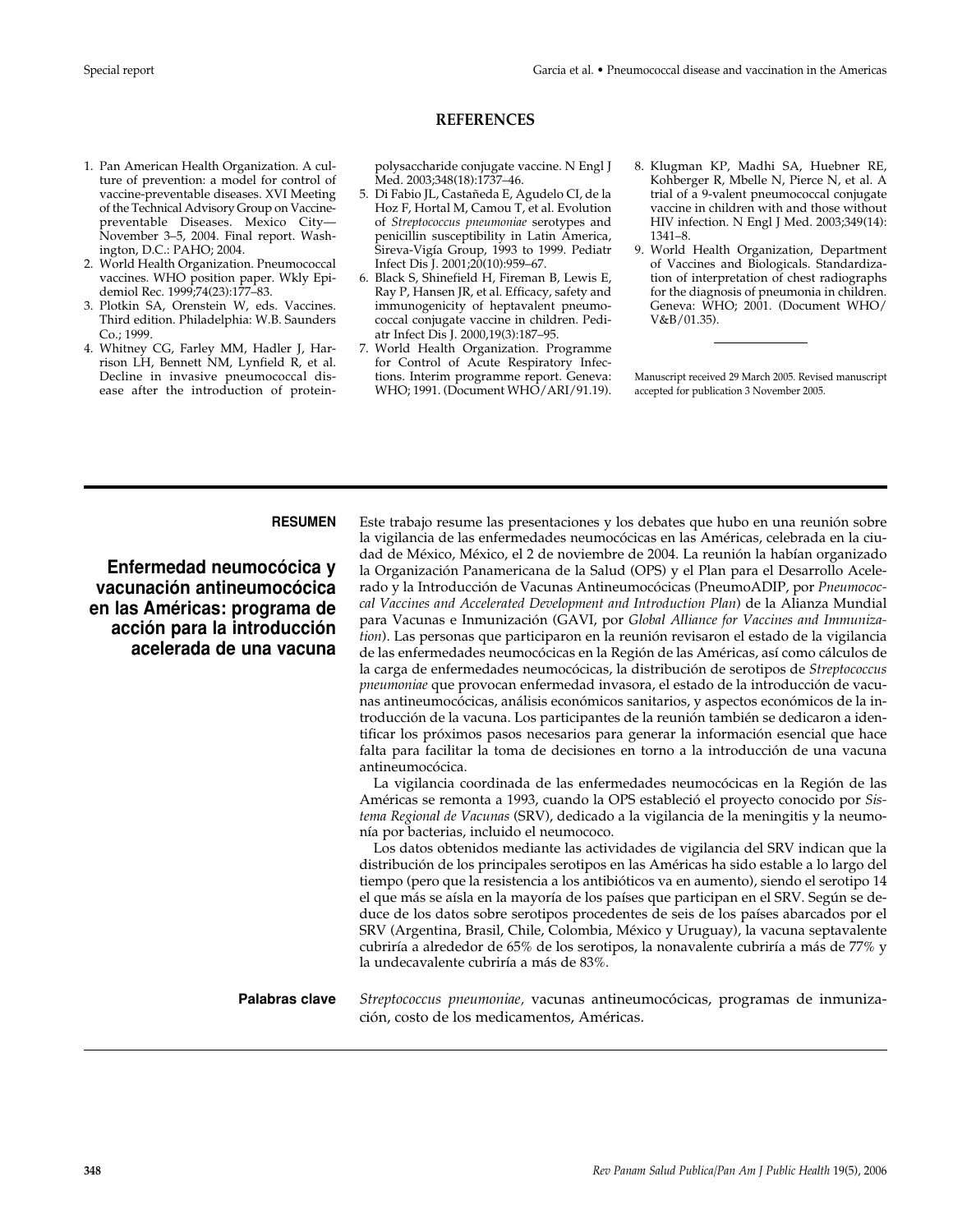## REFERENCES

1. Pan American Health Organization. A culture of prevention: a model for control of vaccine-preventable diseases. XVI Meeting of the Technical Advisory Group on Vaccine-preventable Diseases. Mexico City—November 3–5, 2004. Final report. Washington, D.C.: PAHO; 2004.
2. World Health Organization. Pneumococcal vaccines. WHO position paper. Wkly Epidemiol Rec. 1999;74(23):177–83.
3. Plotkin SA, Orenstein W, eds. Vaccines. Third edition. Philadelphia: W.B. Saunders Co.; 1999.
4. Whitney CG, Farley MM, Hadler J, Harrison LH, Bennett NM, Lynfield R, et al. Decline in invasive pneumococcal disease after the introduction of protein-polysaccharide conjugate vaccine. N Engl J Med. 2003;348(18):1737–46.
5. Di Fabio JL, Castañeda E, Agudelo CI, de la Hoz F, Hortal M, Camou T, et al. Evolution of *Streptococcus pneumoniae* serotypes and penicillin susceptibility in Latin America, Sireva-Vigía Group, 1993 to 1999. Pediatr Infect Dis J. 2001;20(10):959–67.
6. Black S, Shinefield H, Fireman B, Lewis E, Ray P, Hansen JR, et al. Efficacy, safety and immunogenicity of heptavalent pneumococcal conjugate vaccine in children. Pediatr Infect Dis J. 2000,19(3):187–95.
7. World Health Organization. Programme for Control of Acute Respiratory Infections. Interim programme report. Geneva: WHO; 1991. (Document WHO/ARI/91.19).
8. Klugman KP, Madhi SA, Huebner RE, Kohberger R, Mbelle N, Pierce N, et al. A trial of a 9-valent pneumococcal conjugate vaccine in children with and those without HIV infection. N Engl J Med. 2003;349(14): 1341–8.
9. World Health Organization, Department of Vaccines and Biologicals. Standardization of interpretation of chest radiographs for the diagnosis of pneumonia in children. Geneva: WHO; 2001. (Document WHO/V&B/01.35).

Manuscript received 29 March 2005. Revised manuscript accepted for publication 3 November 2005.

---

**RESUMEN**

## Enfermedad neumocócica y vacunación antineumocócica en las Américas: programa de acción para la introducción acelerada de una vacuna

Este trabajo resume las presentaciones y los debates que hubo en una reunión sobre la vigilancia de las enfermedades neumocócicas en las Américas, celebrada en la ciudad de México, México, el 2 de noviembre de 2004. La reunión la habían organizado la Organización Panamericana de la Salud (OPS) y el Plan para el Desarrollo Acelerado y la Introducción de Vacunas Antineumocócicas (PneumoADIP, por *Pneumococcal Vaccines and Accelerated Development and Introduction Plan*) de la Alianza Mundial para Vacunas e Inmunización (GAVI, por *Global Alliance for Vaccines and Immunization*). Las personas que participaron en la reunión revisaron el estado de la vigilancia de las enfermedades neumocócicas en la Región de las Américas, así como cálculos de la carga de enfermedades neumocócicas, la distribución de serotipos de *Streptococcus pneumoniae* que provocan enfermedad invasora, el estado de la introducción de vacunas antineumocócicas, análisis económicos sanitarios, y aspectos económicos de la introducción de la vacuna. Los participantes de la reunión también se dedicaron a identificar los próximos pasos necesarios para generar la información esencial que hace falta para facilitar la toma de decisiones en torno a la introducción de una vacuna antineumocócica.

La vigilancia coordinada de las enfermedades neumocócicas en la Región de las Américas se remonta a 1993, cuando la OPS estableció el proyecto conocido por *Sistema Regional de Vacunas* (SRV), dedicado a la vigilancia de la meningitis y la neumonía por bacterias, incluido el neumococo.

Los datos obtenidos mediante las actividades de vigilancia del SRV indican que la distribución de los principales serotipos en las Américas ha sido estable a lo largo del tiempo (pero que la resistencia a los antibióticos va en aumento), siendo el serotipo 14 el que más se aísla en la mayoría de los países que participan en el SRV. Según se deduce de los datos sobre serotipos procedentes de seis de los países abarcados por el SRV (Argentina, Brasil, Chile, Colombia, México y Uruguay), la vacuna septavalente cubriría a alrededor de 65% de los serotipos, la nonavalente cubriría a más de 77% y la undecavalente cubriría a más de 83%.

**Palabras clave** *Streptococcus pneumoniae*, vacunas antineumocócicas, programas de inmunización, costo de los medicamentos, Américas.